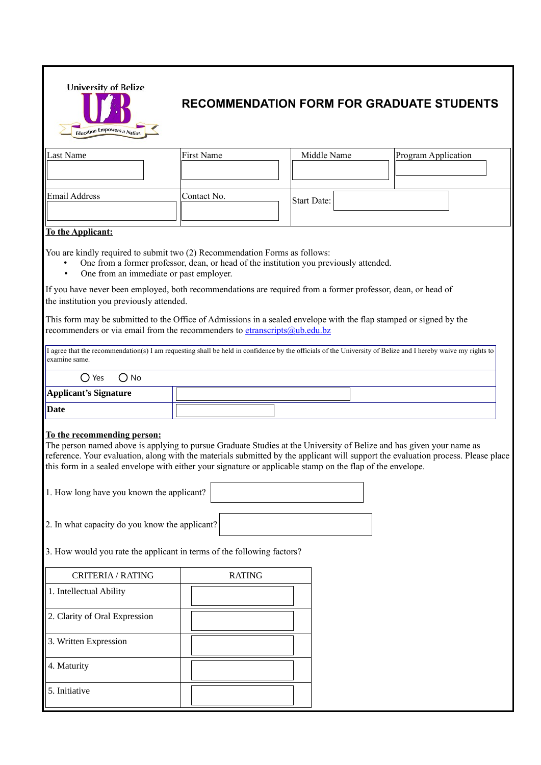University of Belize

Education Empowers a Nation

# RECOMMENDATION FORM FOR GRADUATE STUDENTS

| Last Name | First Name | Middle Name | Program Application |
|---|---|---|---|
| | | | |
| Email Address | Contact No. | Start Date: | |

**To the Applicant:**

You are kindly required to submit two (2) Recommendation Forms as follows:

- One from a former professor, dean, or head of the institution you previously attended.
- One from an immediate or past employer.

If you have never been employed, both recommendations are required from a former professor, dean, or head of the institution you previously attended.

This form may be submitted to the Office of Admissions in a sealed envelope with the flap stamped or signed by the recommenders or via email from the recommenders to etranscripts@ub.edu.bz

I agree that the recommendation(s) I am requesting shall be held in confidence by the officials of the University of Belize and I hereby waive my rights to examine same.

○ Yes ○ No

| | |
|---|---|
| **Applicant's Signature** | |
| **Date** | |

**To the recommending person:**

The person named above is applying to pursue Graduate Studies at the University of Belize and has given your name as reference. Your evaluation, along with the materials submitted by the applicant will support the evaluation process. Please place this form in a sealed envelope with either your signature or applicable stamp on the flap of the envelope.

1. How long have you known the applicant?

2. In what capacity do you know the applicant?

3. How would you rate the applicant in terms of the following factors?

| CRITERIA / RATING | RATING |
|---|---|
| 1. Intellectual Ability | |
| 2. Clarity of Oral Expression | |
| 3. Written Expression | |
| 4. Maturity | |
| 5. Initiative | |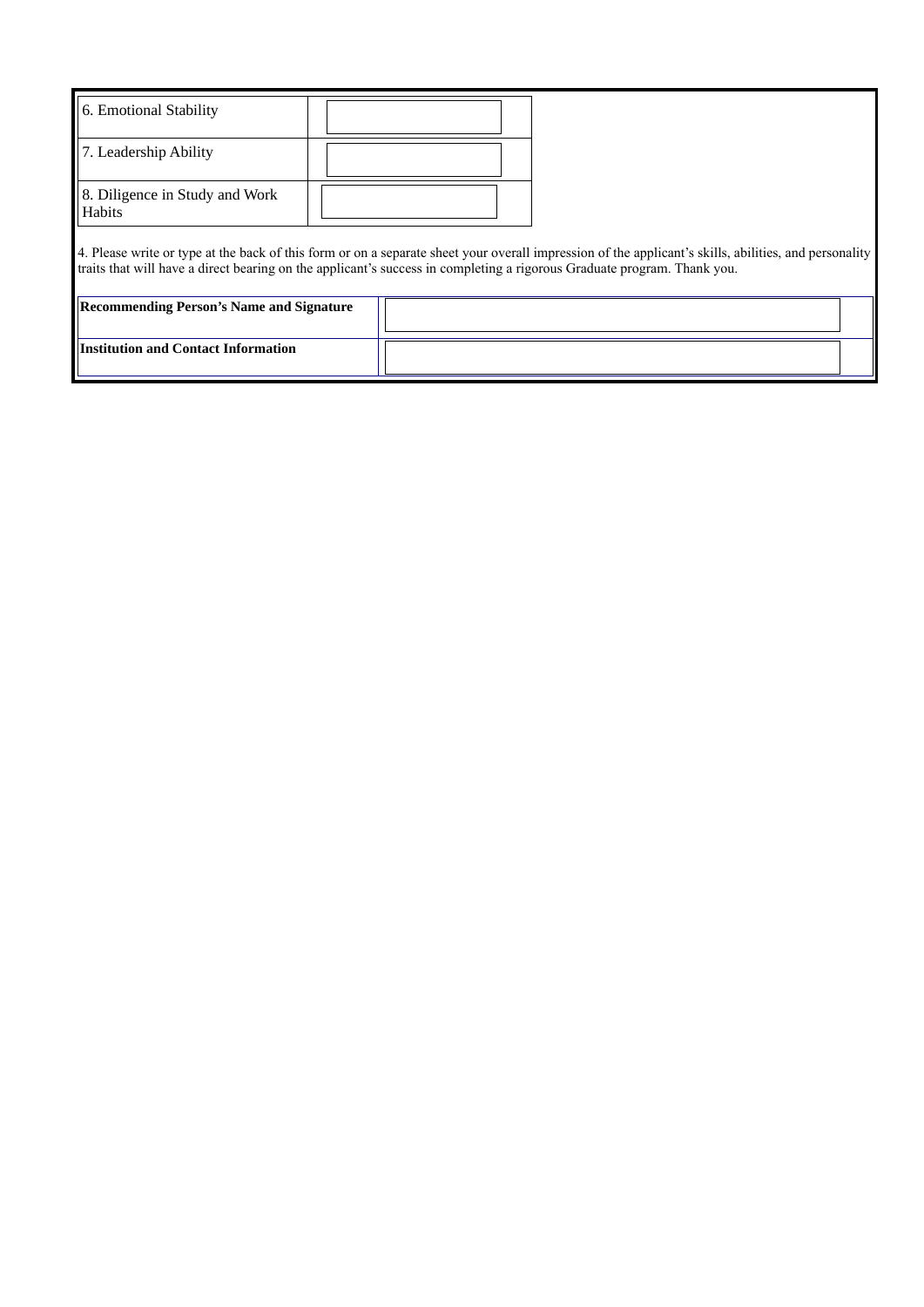| | |
|---|---|
| 6. Emotional Stability | |
| 7. Leadership Ability | |
| 8. Diligence in Study and Work Habits | |

4. Please write or type at the back of this form or on a separate sheet your overall impression of the applicant's skills, abilities, and personality traits that will have a direct bearing on the applicant's success in completing a rigorous Graduate program. Thank you.

| | |
|---|---|
| **Recommending Person's Name and Signature** | |
| **Institution and Contact Information** | |